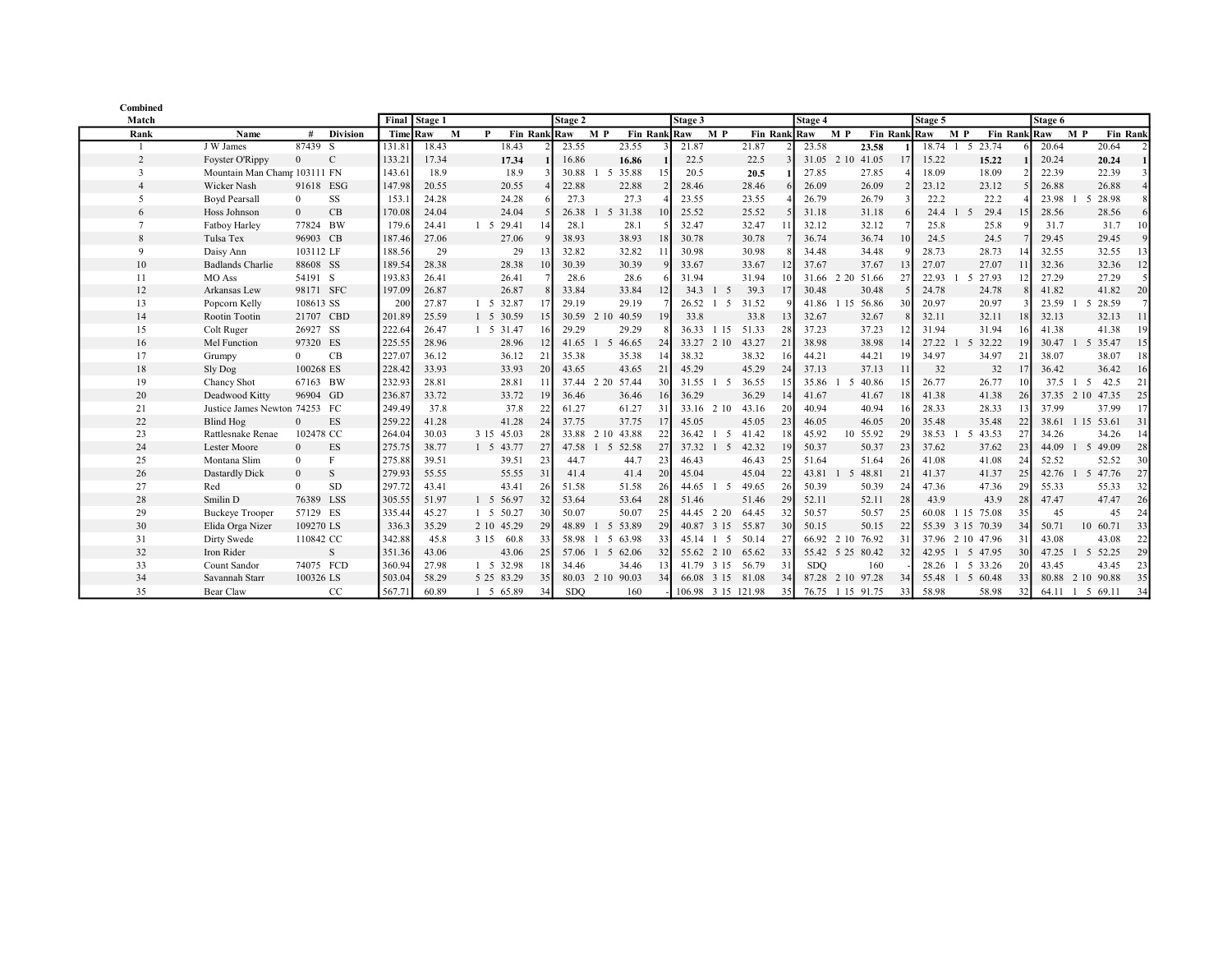| Combined Match Rank | Name | # | Division | Final Time | Stage 1 Raw | M | P | Fin | Rank | Stage 2 Raw | M | P | Fin | Rank | Stage 3 Raw | M | P | Fin | Rank | Stage 4 Raw | M | P | Fin | Rank | Stage 5 Raw | M | P | Fin | Rank | Stage 6 Raw | M | P | Fin | Rank |
|---|---|---|---|---|---|---|---|---|---|---|---|---|---|---|---|---|---|---|---|---|---|---|---|---|---|---|---|---|---|---|---|---|---|---|
| 1 | J W James | 87439 | S | 131.81 | 18.43 | | | 18.43 | 2 | 23.55 | | | 23.55 | 3 | 21.87 | | | 21.87 | 2 | 23.58 | | | **23.58** | 1 | 18.74 | 1 | 5 | 23.74 | 6 | 20.64 | | | 20.64 | 2 |
| 2 | Foyster O'Rippy | 0 | C | 133.21 | 17.34 | | | **17.34** | 1 | 16.86 | | | **16.86** | 1 | 22.5 | | | 22.5 | 3 | 31.05 | 2 | 10 | 41.05 | 17 | 15.22 | | | **15.22** | 1 | 20.24 | | | **20.24** | 1 |
| 3 | Mountain Man Champ | 103111 | FN | 143.61 | 18.9 | | | 18.9 | 3 | 30.88 | 1 | 5 | 35.88 | 15 | 20.5 | | | **20.5** | 1 | 27.85 | | | 27.85 | 4 | 18.09 | | | 18.09 | 2 | 22.39 | | | 22.39 | 3 |
| 4 | Wicker Nash | 91618 | ESG | 147.98 | 20.55 | | | 20.55 | 4 | 22.88 | | | 22.88 | 2 | 28.46 | | | 28.46 | 6 | 26.09 | | | 26.09 | 2 | 23.12 | | | 23.12 | 5 | 26.88 | | | 26.88 | 4 |
| 5 | Boyd Pearsall | 0 | SS | 153.1 | 24.28 | | | 24.28 | 6 | 27.3 | | | 27.3 | 4 | 23.55 | | | 23.55 | 4 | 26.79 | | | 26.79 | 3 | 22.2 | | | 22.2 | 4 | 23.98 | 1 | 5 | 28.98 | 8 |
| 6 | Hoss Johnson | 0 | CB | 170.08 | 24.04 | | | 24.04 | 5 | 26.38 | 1 | 5 | 31.38 | 10 | 25.52 | | | 25.52 | 5 | 31.18 | | | 31.18 | 6 | 24.4 | 1 | 5 | 29.4 | 15 | 28.56 | | | 28.56 | 6 |
| 7 | Fatboy Harley | 77824 | BW | 179.6 | 24.41 | 1 | 5 | 29.41 | 14 | 28.1 | | | 28.1 | 5 | 32.47 | | | 32.47 | 11 | 32.12 | | | 32.12 | 7 | 25.8 | | | 25.8 | 9 | 31.7 | | | 31.7 | 10 |
| 8 | Tulsa Tex | 96903 | CB | 187.46 | 27.06 | | | 27.06 | 9 | 38.93 | | | 38.93 | 18 | 30.78 | | | 30.78 | 7 | 36.74 | | | 36.74 | 10 | 24.5 | | | 24.5 | 7 | 29.45 | | | 29.45 | 9 |
| 9 | Daisy Ann | 103112 | LF | 188.56 | 29 | | | 29 | 13 | 32.82 | | | 32.82 | 11 | 30.98 | | | 30.98 | 8 | 34.48 | | | 34.48 | 9 | 28.73 | | | 28.73 | 14 | 32.55 | | | 32.55 | 13 |
| 10 | Badlands Charlie | 88608 | SS | 189.54 | 28.38 | | | 28.38 | 10 | 30.39 | | | 30.39 | 9 | 33.67 | | | 33.67 | 12 | 37.67 | | | 37.67 | 13 | 27.07 | | | 27.07 | 11 | 32.36 | | | 32.36 | 12 |
| 11 | MO Ass | 54191 | S | 193.83 | 26.41 | | | 26.41 | 7 | 28.6 | | | 28.6 | 6 | 31.94 | | | 31.94 | 10 | 31.66 | 2 | 20 | 51.66 | 27 | 22.93 | 1 | 5 | 27.93 | 12 | 27.29 | | | 27.29 | 5 |
| 12 | Arkansas Lew | 98171 | SFC | 197.09 | 26.87 | | | 26.87 | 8 | 33.84 | | | 33.84 | 12 | 34.3 | 1 | 5 | 39.3 | 17 | 30.48 | | | 30.48 | 5 | 24.78 | | | 24.78 | 8 | 41.82 | | | 41.82 | 20 |
| 13 | Popcorn Kelly | 108613 | SS | 200 | 27.87 | 1 | 5 | 32.87 | 17 | 29.19 | | | 29.19 | 7 | 26.52 | 1 | 5 | 31.52 | 9 | 41.86 | 1 | 15 | 56.86 | 30 | 20.97 | | | 20.97 | 3 | 23.59 | 1 | 5 | 28.59 | 7 |
| 14 | Rootin Tootin | 21707 | CBD | 201.89 | 25.59 | 1 | 5 | 30.59 | 15 | 30.59 | 2 | 10 | 40.59 | 19 | 33.8 | | | 33.8 | 13 | 32.67 | | | 32.67 | 8 | 32.11 | | | 32.11 | 18 | 32.13 | | | 32.13 | 11 |
| 15 | Colt Ruger | 26927 | SS | 222.64 | 26.47 | 1 | 5 | 31.47 | 16 | 29.29 | | | 29.29 | 8 | 36.33 | 1 | 15 | 51.33 | 28 | 37.23 | | | 37.23 | 12 | 31.94 | | | 31.94 | 16 | 41.38 | | | 41.38 | 19 |
| 16 | Mel Function | 97320 | ES | 225.55 | 28.96 | | | 28.96 | 12 | 41.65 | 1 | 5 | 46.65 | 24 | 33.27 | 2 | 10 | 43.27 | 21 | 38.98 | | | 38.98 | 14 | 27.22 | 1 | 5 | 32.22 | 19 | 30.47 | 1 | 5 | 35.47 | 15 |
| 17 | Grumpy | 0 | CB | 227.07 | 36.12 | | | 36.12 | 21 | 35.38 | | | 35.38 | 14 | 38.32 | | | 38.32 | 16 | 44.21 | | | 44.21 | 19 | 34.97 | | | 34.97 | 21 | 38.07 | | | 38.07 | 18 |
| 18 | Sly Dog | 100268 | ES | 228.42 | 33.93 | | | 33.93 | 20 | 43.65 | | | 43.65 | 21 | 45.29 | | | 45.29 | 24 | 37.13 | | | 37.13 | 11 | 32 | | | 32 | 17 | 36.42 | | | 36.42 | 16 |
| 19 | Chancy Shot | 67163 | BW | 232.93 | 28.81 | | | 28.81 | 11 | 37.44 | 2 | 20 | 57.44 | 30 | 31.55 | 1 | 5 | 36.55 | 15 | 35.86 | 1 | 5 | 40.86 | 15 | 26.77 | | | 26.77 | 10 | 37.5 | 1 | 5 | 42.5 | 21 |
| 20 | Deadwood Kitty | 96904 | GD | 236.87 | 33.72 | | | 33.72 | 19 | 36.46 | | | 36.46 | 16 | 36.29 | | | 36.29 | 14 | 41.67 | | | 41.67 | 18 | 41.38 | | | 41.38 | 26 | 37.35 | 2 | 10 | 47.35 | 25 |
| 21 | Justice James Newton | 74253 | FC | 249.49 | 37.8 | | | 37.8 | 22 | 61.27 | | | 61.27 | 31 | 33.16 | 2 | 10 | 43.16 | 20 | 40.94 | | | 40.94 | 16 | 28.33 | | | 28.33 | 13 | 37.99 | | | 37.99 | 17 |
| 22 | Blind Hog | 0 | ES | 259.22 | 41.28 | | | 41.28 | 24 | 37.75 | | | 37.75 | 17 | 45.05 | | | 45.05 | 23 | 46.05 | | | 46.05 | 20 | 35.48 | | | 35.48 | 22 | 38.61 | 1 | 15 | 53.61 | 31 |
| 23 | Rattlesnake Renae | 102478 | CC | 264.04 | 30.03 | 3 | 15 | 45.03 | 28 | 33.88 | 2 | 10 | 43.88 | 22 | 36.42 | 1 | 5 | 41.42 | 18 | 45.92 | | 10 | 55.92 | 29 | 38.53 | 1 | 5 | 43.53 | 27 | 34.26 | | | 34.26 | 14 |
| 24 | Lester Moore | 0 | ES | 275.75 | 38.77 | 1 | 5 | 43.77 | 27 | 47.58 | 1 | 5 | 52.58 | 27 | 37.32 | 1 | 5 | 42.32 | 19 | 50.37 | | | 50.37 | 23 | 37.62 | | | 37.62 | 23 | 44.09 | 1 | 5 | 49.09 | 28 |
| 25 | Montana Slim | 0 | F | 275.88 | 39.51 | | | 39.51 | 23 | 44.7 | | | 44.7 | 23 | 46.43 | | | 46.43 | 25 | 51.64 | | | 51.64 | 26 | 41.08 | | | 41.08 | 24 | 52.52 | | | 52.52 | 30 |
| 26 | Dastardly Dick | 0 | S | 279.93 | 55.55 | | | 55.55 | 31 | 41.4 | | | 41.4 | 20 | 45.04 | | | 45.04 | 22 | 43.81 | 1 | 5 | 48.81 | 21 | 41.37 | | | 41.37 | 25 | 42.76 | 1 | 5 | 47.76 | 27 |
| 27 | Red | 0 | SD | 297.72 | 43.41 | | | 43.41 | 26 | 51.58 | | | 51.58 | 26 | 44.65 | 1 | 5 | 49.65 | 26 | 50.39 | | | 50.39 | 24 | 47.36 | | | 47.36 | 29 | 55.33 | | | 55.33 | 32 |
| 28 | Smilin D | 76389 | LSS | 305.55 | 51.97 | 1 | 5 | 56.97 | 32 | 53.64 | | | 53.64 | 28 | 51.46 | | | 51.46 | 29 | 52.11 | | | 52.11 | 28 | 43.9 | | | 43.9 | 28 | 47.47 | | | 47.47 | 26 |
| 29 | Buckeye Trooper | 57129 | ES | 335.44 | 45.27 | 1 | 5 | 50.27 | 30 | 50.07 | | | 50.07 | 25 | 44.45 | 2 | 20 | 64.45 | 32 | 50.57 | | | 50.57 | 25 | 60.08 | 1 | 15 | 75.08 | 35 | 45 | | | 45 | 24 |
| 30 | Elida Orga Nizer | 109270 | LS | 336.3 | 35.29 | 2 | 10 | 45.29 | 29 | 48.89 | 1 | 5 | 53.89 | 29 | 40.87 | 3 | 15 | 55.87 | 30 | 50.15 | | | 50.15 | 22 | 55.39 | 3 | 15 | 70.39 | 34 | 50.71 | | 10 | 60.71 | 33 |
| 31 | Dirty Swede | 110842 | CC | 342.88 | 45.8 | 3 | 15 | 60.8 | 33 | 58.98 | 1 | 5 | 63.98 | 33 | 45.14 | 1 | 5 | 50.14 | 27 | 66.92 | 2 | 10 | 76.92 | 31 | 37.96 | 2 | 10 | 47.96 | 31 | 43.08 | | | 43.08 | 22 |
| 32 | Iron Rider | | S | 351.36 | 43.06 | | | 43.06 | 25 | 57.06 | 1 | 5 | 62.06 | 32 | 55.62 | 2 | 10 | 65.62 | 33 | 55.42 | 5 | 25 | 80.42 | 32 | 42.95 | 1 | 5 | 47.95 | 30 | 47.25 | 1 | 5 | 52.25 | 29 |
| 33 | Count Sandor | 74075 | FCD | 360.94 | 27.98 | 1 | 5 | 32.98 | 18 | 34.46 | | | 34.46 | 13 | 41.79 | 3 | 15 | 56.79 | 31 | SDQ | | | 160 | - | 28.26 | 1 | 5 | 33.26 | 20 | 43.45 | | | 43.45 | 23 |
| 34 | Savannah Starr | 100326 | LS | 503.04 | 58.29 | 5 | 25 | 83.29 | 35 | 80.03 | 2 | 10 | 90.03 | 34 | 66.08 | 3 | 15 | 81.08 | 34 | 87.28 | 2 | 10 | 97.28 | 34 | 55.48 | 1 | 5 | 60.48 | 33 | 80.88 | 2 | 10 | 90.88 | 35 |
| 35 | Bear Claw | | CC | 567.71 | 60.89 | 1 | 5 | 65.89 | 34 | SDQ | | | 160 | - | 106.98 | 3 | 15 | 121.98 | 35 | 76.75 | 1 | 15 | 91.75 | 33 | 58.98 | | | 58.98 | 32 | 64.11 | 1 | 5 | 69.11 | 34 |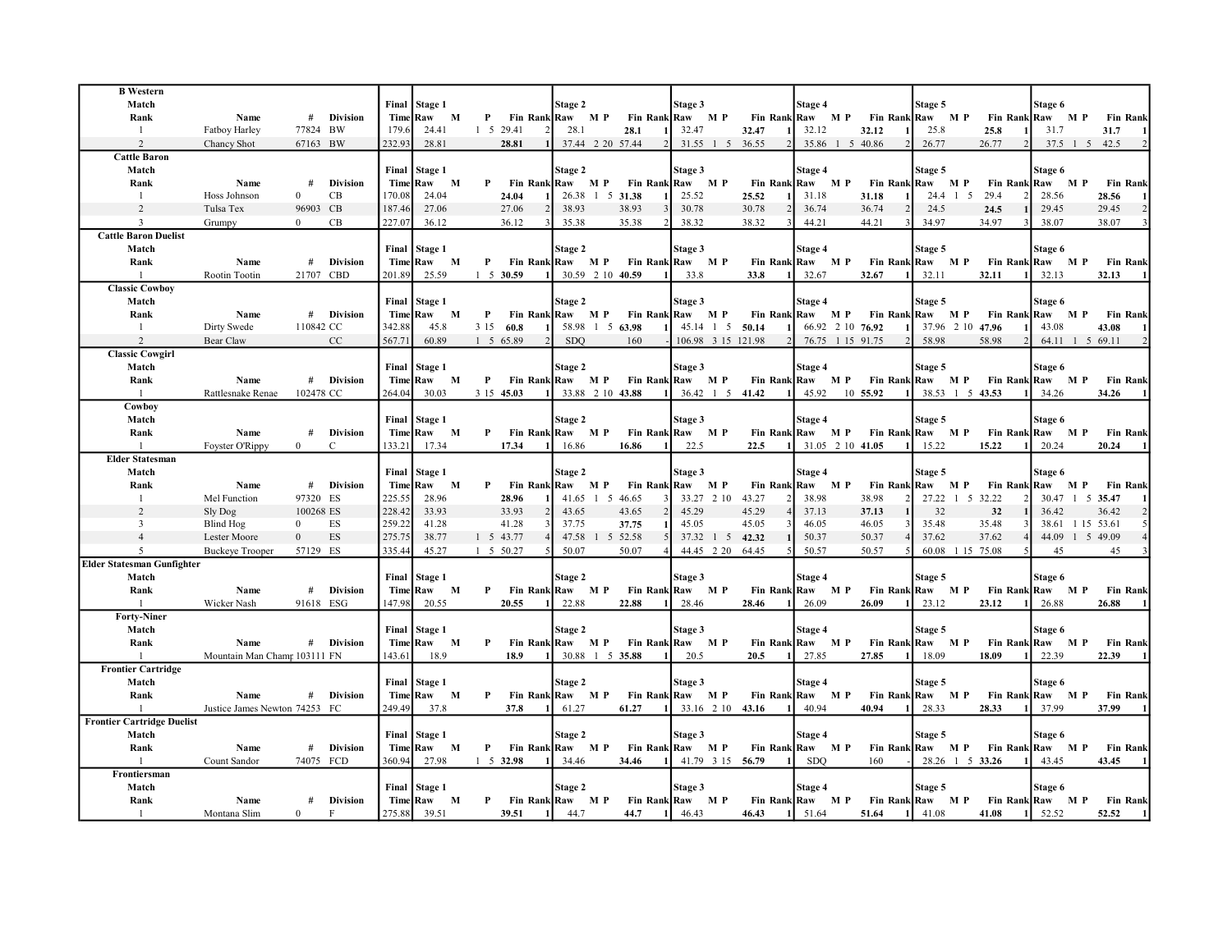## B Western

| Match Rank | Name | # | Division | Final Time | Stage 1 Raw | M | P | Fin | Rank | Stage 2 Raw | M | P | Fin | Rank | Stage 3 Raw | M | P | Fin | Rank | Stage 4 Raw | M | P | Fin | Rank | Stage 5 Raw | M | P | Fin | Rank | Stage 6 Raw | M | P | Fin | Rank |
|---|---|---|---|---|---|---|---|---|---|---|---|---|---|---|---|---|---|---|---|---|---|---|---|---|---|---|---|---|---|---|---|---|---|---|
| 1 | Fatboy Harley | 77824 | BW | 179.6 | 24.41 | 1 | 5 | 29.41 | 2 | 28.1 | | | **28.1** | 1 | 32.47 | | | **32.47** | 1 | 32.12 | | | **32.12** | 1 | 25.8 | | | **25.8** | 1 | 31.7 | | | **31.7** | 1 |
| 2 | Chancy Shot | 67163 | BW | 232.93 | 28.81 | | | **28.81** | 1 | 37.44 | 2 | 20 | 57.44 | 2 | 31.55 | 1 | 5 | 36.55 | 2 | 35.86 | 1 | 5 | 40.86 | 2 | 26.77 | | | 26.77 | 2 | 37.5 | 1 | 5 | 42.5 | 2 |

## Cattle Baron

| Match Rank | Name | # | Division | Final Time | Stage 1 Raw | M | P | Fin | Rank | Stage 2 Raw | M | P | Fin | Rank | Stage 3 Raw | M | P | Fin | Rank | Stage 4 Raw | M | P | Fin | Rank | Stage 5 Raw | M | P | Fin | Rank | Stage 6 Raw | M | P | Fin | Rank |
|---|---|---|---|---|---|---|---|---|---|---|---|---|---|---|---|---|---|---|---|---|---|---|---|---|---|---|---|---|---|---|---|---|---|---|
| 1 | Hoss Johnson | 0 | CB | 170.08 | 24.04 | | | **24.04** | 1 | 26.38 | 1 | 5 | **31.38** | 1 | 25.52 | | | **25.52** | 1 | 31.18 | | | **31.18** | 1 | 24.4 | 1 | 5 | 29.4 | 2 | 28.56 | | | **28.56** | 1 |
| 2 | Tulsa Tex | 96903 | CB | 187.46 | 27.06 | | | 27.06 | 2 | 38.93 | | | 38.93 | 3 | 30.78 | | | 30.78 | 2 | 36.74 | | | 36.74 | 2 | 24.5 | | | **24.5** | 1 | 29.45 | | | 29.45 | 2 |
| 3 | Grumpy | 0 | CB | 227.07 | 36.12 | | | 36.12 | 3 | 35.38 | | | 35.38 | 2 | 38.32 | | | 38.32 | 3 | 44.21 | | | 44.21 | 3 | 34.97 | | | 34.97 | 3 | 38.07 | | | 38.07 | 3 |

## Cattle Baron Duelist

| Match Rank | Name | # | Division | Final Time | Stage 1 Raw | M | P | Fin | Rank | Stage 2 Raw | M | P | Fin | Rank | Stage 3 Raw | M | P | Fin | Rank | Stage 4 Raw | M | P | Fin | Rank | Stage 5 Raw | M | P | Fin | Rank | Stage 6 Raw | M | P | Fin | Rank |
|---|---|---|---|---|---|---|---|---|---|---|---|---|---|---|---|---|---|---|---|---|---|---|---|---|---|---|---|---|---|---|---|---|---|---|
| 1 | Rootin Tootin | 21707 | CBD | 201.89 | 25.59 | 1 | 5 | **30.59** | 1 | 30.59 | 2 | 10 | **40.59** | 1 | 33.8 | | | **33.8** | 1 | 32.67 | | | **32.67** | 1 | 32.11 | | | **32.11** | 1 | 32.13 | | | **32.13** | 1 |

## Classic Cowboy

| Match Rank | Name | # | Division | Final Time | Stage 1 Raw | M | P | Fin | Rank | Stage 2 Raw | M | P | Fin | Rank | Stage 3 Raw | M | P | Fin | Rank | Stage 4 Raw | M | P | Fin | Rank | Stage 5 Raw | M | P | Fin | Rank | Stage 6 Raw | M | P | Fin | Rank |
|---|---|---|---|---|---|---|---|---|---|---|---|---|---|---|---|---|---|---|---|---|---|---|---|---|---|---|---|---|---|---|---|---|---|---|
| 1 | Dirty Swede | 110842 | CC | 342.88 | 45.8 | 3 | 15 | **60.8** | 1 | 58.98 | 1 | 5 | **63.98** | 1 | 45.14 | 1 | 5 | **50.14** | 1 | 66.92 | 2 | 10 | **76.92** | 1 | 37.96 | 2 | 10 | **47.96** | 1 | 43.08 | | | **43.08** | 1 |
| 2 | Bear Claw | | CC | 567.71 | 60.89 | 1 | 5 | 65.89 | 2 | SDQ | | | 160 | - | 106.98 | 3 | 15 | 121.98 | 2 | 76.75 | 1 | 15 | 91.75 | 2 | 58.98 | | | 58.98 | 2 | 64.11 | 1 | 5 | 69.11 | 2 |

## Classic Cowgirl

| Match Rank | Name | # | Division | Final Time | Stage 1 Raw | M | P | Fin | Rank | Stage 2 Raw | M | P | Fin | Rank | Stage 3 Raw | M | P | Fin | Rank | Stage 4 Raw | M | P | Fin | Rank | Stage 5 Raw | M | P | Fin | Rank | Stage 6 Raw | M | P | Fin | Rank |
|---|---|---|---|---|---|---|---|---|---|---|---|---|---|---|---|---|---|---|---|---|---|---|---|---|---|---|---|---|---|---|---|---|---|---|
| 1 | Rattlesnake Renae | 102478 | CC | 264.04 | 30.03 | 3 | 15 | **45.03** | 1 | 33.88 | 2 | 10 | **43.88** | 1 | 36.42 | 1 | 5 | **41.42** | 1 | 45.92 | | 10 | **55.92** | 1 | 38.53 | 1 | 5 | **43.53** | 1 | 34.26 | | | **34.26** | 1 |

## Cowboy

| Match Rank | Name | # | Division | Final Time | Stage 1 Raw | M | P | Fin | Rank | Stage 2 Raw | M | P | Fin | Rank | Stage 3 Raw | M | P | Fin | Rank | Stage 4 Raw | M | P | Fin | Rank | Stage 5 Raw | M | P | Fin | Rank | Stage 6 Raw | M | P | Fin | Rank |
|---|---|---|---|---|---|---|---|---|---|---|---|---|---|---|---|---|---|---|---|---|---|---|---|---|---|---|---|---|---|---|---|---|---|---|
| 1 | Foyster O'Rippy | 0 | C | 133.21 | 17.34 | | | **17.34** | 1 | 16.86 | | | **16.86** | 1 | 22.5 | | | **22.5** | 1 | 31.05 | 2 | 10 | **41.05** | 1 | 15.22 | | | **15.22** | 1 | 20.24 | | | **20.24** | 1 |

## Elder Statesman

| Match Rank | Name | # | Division | Final Time | Stage 1 Raw | M | P | Fin | Rank | Stage 2 Raw | M | P | Fin | Rank | Stage 3 Raw | M | P | Fin | Rank | Stage 4 Raw | M | P | Fin | Rank | Stage 5 Raw | M | P | Fin | Rank | Stage 6 Raw | M | P | Fin | Rank |
|---|---|---|---|---|---|---|---|---|---|---|---|---|---|---|---|---|---|---|---|---|---|---|---|---|---|---|---|---|---|---|---|---|---|---|
| 1 | Mel Function | 97320 | ES | 225.55 | 28.96 | | | **28.96** | 1 | 41.65 | 1 | 5 | 46.65 | 3 | 33.27 | 2 | 10 | 43.27 | 2 | 38.98 | | | 38.98 | 2 | 27.22 | 1 | 5 | 32.22 | 2 | 30.47 | 1 | 5 | **35.47** | 1 |
| 2 | Sly Dog | 100268 | ES | 228.42 | 33.93 | | | 33.93 | 2 | 43.65 | | | 43.65 | 2 | 45.29 | | | 45.29 | 4 | 37.13 | | | **37.13** | 1 | 32 | | | **32** | 1 | 36.42 | | | 36.42 | 2 |
| 3 | Blind Hog | 0 | ES | 259.22 | 41.28 | | | 41.28 | 3 | 37.75 | | | **37.75** | 1 | 45.05 | | | 45.05 | 3 | 46.05 | | | 46.05 | 3 | 35.48 | | | 35.48 | 3 | 38.61 | 1 | 15 | 53.61 | 5 |
| 4 | Lester Moore | 0 | ES | 275.75 | 38.77 | 1 | 5 | 43.77 | 4 | 47.58 | 1 | 5 | 52.58 | 5 | 37.32 | 1 | 5 | **42.32** | 1 | 50.37 | | | 50.37 | 4 | 37.62 | | | 37.62 | 4 | 44.09 | 1 | 5 | 49.09 | 4 |
| 5 | Buckeye Trooper | 57129 | ES | 335.44 | 45.27 | 1 | 5 | 50.27 | 5 | 50.07 | | | 50.07 | 4 | 44.45 | 2 | 20 | 64.45 | 5 | 50.57 | | | 50.57 | 5 | 60.08 | 1 | 15 | 75.08 | 5 | 45 | | | 45 | 3 |

## Elder Statesman Gunfighter

| Match Rank | Name | # | Division | Final Time | Stage 1 Raw | M | P | Fin | Rank | Stage 2 Raw | M | P | Fin | Rank | Stage 3 Raw | M | P | Fin | Rank | Stage 4 Raw | M | P | Fin | Rank | Stage 5 Raw | M | P | Fin | Rank | Stage 6 Raw | M | P | Fin | Rank |
|---|---|---|---|---|---|---|---|---|---|---|---|---|---|---|---|---|---|---|---|---|---|---|---|---|---|---|---|---|---|---|---|---|---|---|
| 1 | Wicker Nash | 91618 | ESG | 147.98 | 20.55 | | | **20.55** | 1 | 22.88 | | | **22.88** | 1 | 28.46 | | | **28.46** | 1 | 26.09 | | | **26.09** | 1 | 23.12 | | | **23.12** | 1 | 26.88 | | | **26.88** | 1 |

## Forty-Niner

| Match Rank | Name | # | Division | Final Time | Stage 1 Raw | M | P | Fin | Rank | Stage 2 Raw | M | P | Fin | Rank | Stage 3 Raw | M | P | Fin | Rank | Stage 4 Raw | M | P | Fin | Rank | Stage 5 Raw | M | P | Fin | Rank | Stage 6 Raw | M | P | Fin | Rank |
|---|---|---|---|---|---|---|---|---|---|---|---|---|---|---|---|---|---|---|---|---|---|---|---|---|---|---|---|---|---|---|---|---|---|---|
| 1 | Mountain Man Champ | 103111 | FN | 143.61 | 18.9 | | | **18.9** | 1 | 30.88 | 1 | 5 | **35.88** | 1 | 20.5 | | | **20.5** | 1 | 27.85 | | | **27.85** | 1 | 18.09 | | | **18.09** | 1 | 22.39 | | | **22.39** | 1 |

## Frontier Cartridge

| Match Rank | Name | # | Division | Final Time | Stage 1 Raw | M | P | Fin | Rank | Stage 2 Raw | M | P | Fin | Rank | Stage 3 Raw | M | P | Fin | Rank | Stage 4 Raw | M | P | Fin | Rank | Stage 5 Raw | M | P | Fin | Rank | Stage 6 Raw | M | P | Fin | Rank |
|---|---|---|---|---|---|---|---|---|---|---|---|---|---|---|---|---|---|---|---|---|---|---|---|---|---|---|---|---|---|---|---|---|---|---|
| 1 | Justice James Newton | 74253 | FC | 249.49 | 37.8 | | | **37.8** | 1 | 61.27 | | | **61.27** | 1 | 33.16 | 2 | 10 | **43.16** | 1 | 40.94 | | | **40.94** | 1 | 28.33 | | | **28.33** | 1 | 37.99 | | | **37.99** | 1 |

## Frontier Cartridge Duelist

| Match Rank | Name | # | Division | Final Time | Stage 1 Raw | M | P | Fin | Rank | Stage 2 Raw | M | P | Fin | Rank | Stage 3 Raw | M | P | Fin | Rank | Stage 4 Raw | M | P | Fin | Rank | Stage 5 Raw | M | P | Fin | Rank | Stage 6 Raw | M | P | Fin | Rank |
|---|---|---|---|---|---|---|---|---|---|---|---|---|---|---|---|---|---|---|---|---|---|---|---|---|---|---|---|---|---|---|---|---|---|---|
| 1 | Count Sandor | 74075 | FCD | 360.94 | 27.98 | 1 | 5 | **32.98** | 1 | 34.46 | | | **34.46** | 1 | 41.79 | 3 | 15 | **56.79** | 1 | SDQ | | | 160 | - | 28.26 | 1 | 5 | **33.26** | 1 | 43.45 | | | **43.45** | 1 |

## Frontiersman

| Match Rank | Name | # | Division | Final Time | Stage 1 Raw | M | P | Fin | Rank | Stage 2 Raw | M | P | Fin | Rank | Stage 3 Raw | M | P | Fin | Rank | Stage 4 Raw | M | P | Fin | Rank | Stage 5 Raw | M | P | Fin | Rank | Stage 6 Raw | M | P | Fin | Rank |
|---|---|---|---|---|---|---|---|---|---|---|---|---|---|---|---|---|---|---|---|---|---|---|---|---|---|---|---|---|---|---|---|---|---|---|
| 1 | Montana Slim | 0 | F | 275.88 | 39.51 | | | **39.51** | 1 | 44.7 | | | **44.7** | 1 | 46.43 | | | **46.43** | 1 | 51.64 | | | **51.64** | 1 | 41.08 | | | **41.08** | 1 | 52.52 | | | **52.52** | 1 |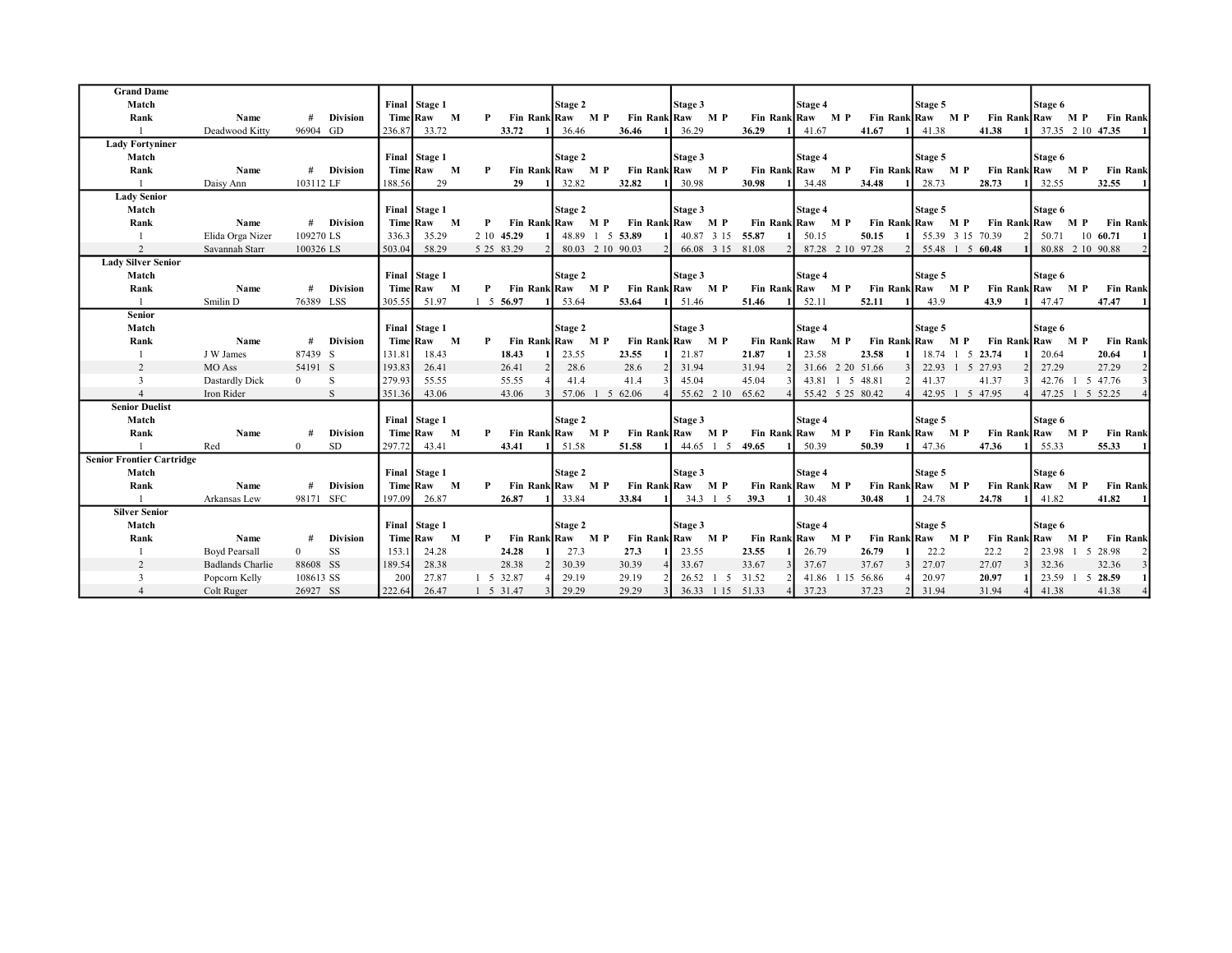## Grand Dame

| Match Rank | Name | # | Division | Final Time | Stage 1 Raw | M | P | Fin | Rank | Stage 2 Raw | M | P | Fin | Rank | Stage 3 Raw | M | P | Fin | Rank | Stage 4 Raw | M | P | Fin | Rank | Stage 5 Raw | M | P | Fin | Rank | Stage 6 Raw | M | P | Fin | Rank |
|---|---|---|---|---|---|---|---|---|---|---|---|---|---|---|---|---|---|---|---|---|---|---|---|---|---|---|---|---|---|---|---|---|---|---|
| 1 | Deadwood Kitty | 96904 | GD | 236.87 | 33.72 | | | **33.72** | 1 | 36.46 | | | **36.46** | 1 | 36.29 | | | **36.29** | 1 | 41.67 | | | **41.67** | 1 | 41.38 | | | **41.38** | 1 | 37.35 | 2 | 10 | **47.35** | 1 |

## Lady Fortyniner

| Match Rank | Name | # | Division | Final Time | Stage 1 Raw | M | P | Fin | Rank | Stage 2 Raw | M | P | Fin | Rank | Stage 3 Raw | M | P | Fin | Rank | Stage 4 Raw | M | P | Fin | Rank | Stage 5 Raw | M | P | Fin | Rank | Stage 6 Raw | M | P | Fin | Rank |
|---|---|---|---|---|---|---|---|---|---|---|---|---|---|---|---|---|---|---|---|---|---|---|---|---|---|---|---|---|---|---|---|---|---|---|
| 1 | Daisy Ann | 103112 | LF | 188.56 | 29 | | | **29** | 1 | 32.82 | | | **32.82** | 1 | 30.98 | | | **30.98** | 1 | 34.48 | | | **34.48** | 1 | 28.73 | | | **28.73** | 1 | 32.55 | | | **32.55** | 1 |

## Lady Senior

| Match Rank | Name | # | Division | Final Time | Stage 1 Raw | M | P | Fin | Rank | Stage 2 Raw | M | P | Fin | Rank | Stage 3 Raw | M | P | Fin | Rank | Stage 4 Raw | M | P | Fin | Rank | Stage 5 Raw | M | P | Fin | Rank | Stage 6 Raw | M | P | Fin | Rank |
|---|---|---|---|---|---|---|---|---|---|---|---|---|---|---|---|---|---|---|---|---|---|---|---|---|---|---|---|---|---|---|---|---|---|---|
| 1 | Elida Orga Nizer | 109270 | LS | 336.3 | 35.29 | 2 | 10 | **45.29** | 1 | 48.89 | 1 | 5 | **53.89** | 1 | 40.87 | 3 | 15 | **55.87** | 1 | 50.15 | | | **50.15** | 1 | 55.39 | 3 | 15 | 70.39 | 2 | 50.71 | | 10 | **60.71** | 1 |
| 2 | Savannah Starr | 100326 | LS | 503.04 | 58.29 | 5 | 25 | 83.29 | 2 | 80.03 | 2 | 10 | 90.03 | 2 | 66.08 | 3 | 15 | 81.08 | 2 | 87.28 | 2 | 10 | 97.28 | 2 | 55.48 | 1 | 5 | **60.48** | 1 | 80.88 | 2 | 10 | 90.88 | 2 |

## Lady Silver Senior

| Match Rank | Name | # | Division | Final Time | Stage 1 Raw | M | P | Fin | Rank | Stage 2 Raw | M | P | Fin | Rank | Stage 3 Raw | M | P | Fin | Rank | Stage 4 Raw | M | P | Fin | Rank | Stage 5 Raw | M | P | Fin | Rank | Stage 6 Raw | M | P | Fin | Rank |
|---|---|---|---|---|---|---|---|---|---|---|---|---|---|---|---|---|---|---|---|---|---|---|---|---|---|---|---|---|---|---|---|---|---|---|
| 1 | Smilin D | 76389 | LSS | 305.55 | 51.97 | 1 | 5 | **56.97** | 1 | 53.64 | | | **53.64** | 1 | 51.46 | | | **51.46** | 1 | 52.11 | | | **52.11** | 1 | 43.9 | | | **43.9** | 1 | 47.47 | | | **47.47** | 1 |

## Senior

| Match Rank | Name | # | Division | Final Time | Stage 1 Raw | M | P | Fin | Rank | Stage 2 Raw | M | P | Fin | Rank | Stage 3 Raw | M | P | Fin | Rank | Stage 4 Raw | M | P | Fin | Rank | Stage 5 Raw | M | P | Fin | Rank | Stage 6 Raw | M | P | Fin | Rank |
|---|---|---|---|---|---|---|---|---|---|---|---|---|---|---|---|---|---|---|---|---|---|---|---|---|---|---|---|---|---|---|---|---|---|---|
| 1 | J W James | 87439 | S | 131.81 | 18.43 | | | **18.43** | 1 | 23.55 | | | **23.55** | 1 | 21.87 | | | **21.87** | 1 | 23.58 | | | **23.58** | 1 | 18.74 | 1 | 5 | **23.74** | 1 | 20.64 | | | **20.64** | 1 |
| 2 | MO Ass | 54191 | S | 193.83 | 26.41 | | | 26.41 | 2 | 28.6 | | | 28.6 | 2 | 31.94 | | | 31.94 | 2 | 31.66 | 2 | 20 | 51.66 | 3 | 22.93 | 1 | 5 | 27.93 | 2 | 27.29 | | | 27.29 | 2 |
| 3 | Dastardly Dick | 0 | S | 279.93 | 55.55 | | | 55.55 | 4 | 41.4 | | | 41.4 | 3 | 45.04 | | | 45.04 | 3 | 43.81 | 1 | 5 | 48.81 | 2 | 41.37 | | | 41.37 | 3 | 42.76 | 1 | 5 | 47.76 | 3 |
| 4 | Iron Rider | | S | 351.36 | 43.06 | | | 43.06 | 3 | 57.06 | 1 | 5 | 62.06 | 4 | 55.62 | 2 | 10 | 65.62 | 4 | 55.42 | 5 | 25 | 80.42 | 4 | 42.95 | 1 | 5 | 47.95 | 4 | 47.25 | 1 | 5 | 52.25 | 4 |

## Senior Duelist

| Match Rank | Name | # | Division | Final Time | Stage 1 Raw | M | P | Fin | Rank | Stage 2 Raw | M | P | Fin | Rank | Stage 3 Raw | M | P | Fin | Rank | Stage 4 Raw | M | P | Fin | Rank | Stage 5 Raw | M | P | Fin | Rank | Stage 6 Raw | M | P | Fin | Rank |
|---|---|---|---|---|---|---|---|---|---|---|---|---|---|---|---|---|---|---|---|---|---|---|---|---|---|---|---|---|---|---|---|---|---|---|
| 1 | Red | 0 | SD | 297.72 | 43.41 | | | **43.41** | 1 | 51.58 | | | **51.58** | 1 | 44.65 | 1 | 5 | **49.65** | 1 | 50.39 | | | **50.39** | 1 | 47.36 | | | **47.36** | 1 | 55.33 | | | **55.33** | 1 |

## Senior Frontier Cartridge

| Match Rank | Name | # | Division | Final Time | Stage 1 Raw | M | P | Fin | Rank | Stage 2 Raw | M | P | Fin | Rank | Stage 3 Raw | M | P | Fin | Rank | Stage 4 Raw | M | P | Fin | Rank | Stage 5 Raw | M | P | Fin | Rank | Stage 6 Raw | M | P | Fin | Rank |
|---|---|---|---|---|---|---|---|---|---|---|---|---|---|---|---|---|---|---|---|---|---|---|---|---|---|---|---|---|---|---|---|---|---|---|
| 1 | Arkansas Lew | 98171 | SFC | 197.09 | 26.87 | | | **26.87** | 1 | 33.84 | | | **33.84** | 1 | 34.3 | 1 | 5 | **39.3** | 1 | 30.48 | | | **30.48** | 1 | 24.78 | | | **24.78** | 1 | 41.82 | | | **41.82** | 1 |

## Silver Senior

| Match Rank | Name | # | Division | Final Time | Stage 1 Raw | M | P | Fin | Rank | Stage 2 Raw | M | P | Fin | Rank | Stage 3 Raw | M | P | Fin | Rank | Stage 4 Raw | M | P | Fin | Rank | Stage 5 Raw | M | P | Fin | Rank | Stage 6 Raw | M | P | Fin | Rank |
|---|---|---|---|---|---|---|---|---|---|---|---|---|---|---|---|---|---|---|---|---|---|---|---|---|---|---|---|---|---|---|---|---|---|---|
| 1 | Boyd Pearsall | 0 | SS | 153.1 | 24.28 | | | **24.28** | 1 | 27.3 | | | **27.3** | 1 | 23.55 | | | **23.55** | 1 | 26.79 | | | **26.79** | 1 | 22.2 | | | 22.2 | 2 | 23.98 | 1 | 5 | 28.98 | 2 |
| 2 | Badlands Charlie | 88608 | SS | 189.54 | 28.38 | | | 28.38 | 2 | 30.39 | | | 30.39 | 4 | 33.67 | | | 33.67 | 3 | 37.67 | | | 37.67 | 3 | 27.07 | | | 27.07 | 3 | 32.36 | | | 32.36 | 3 |
| 3 | Popcorn Kelly | 108613 | SS | 200 | 27.87 | 1 | 5 | 32.87 | 4 | 29.19 | | | 29.19 | 2 | 26.52 | 1 | 5 | 31.52 | 2 | 41.86 | 1 | 15 | 56.86 | 4 | 20.97 | | | **20.97** | 1 | 23.59 | 1 | 5 | **28.59** | 1 |
| 4 | Colt Ruger | 26927 | SS | 222.64 | 26.47 | 1 | 5 | 31.47 | 3 | 29.29 | | | 29.29 | 3 | 36.33 | 1 | 15 | 51.33 | 4 | 37.23 | | | 37.23 | 2 | 31.94 | | | 31.94 | 4 | 41.38 | | | 41.38 | 4 |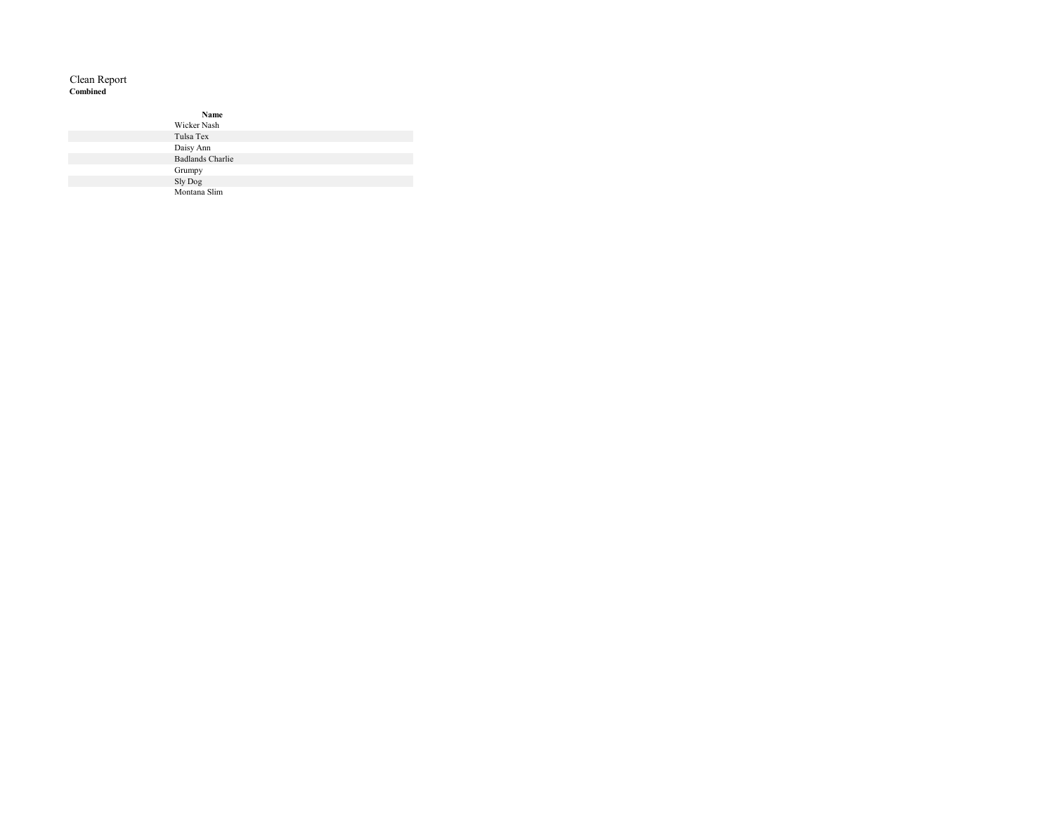Clean Report

**Combined**

| Name |
| --- |
| Wicker Nash |
| Tulsa Tex |
| Daisy Ann |
| Badlands Charlie |
| Grumpy |
| Sly Dog |
| Montana Slim |